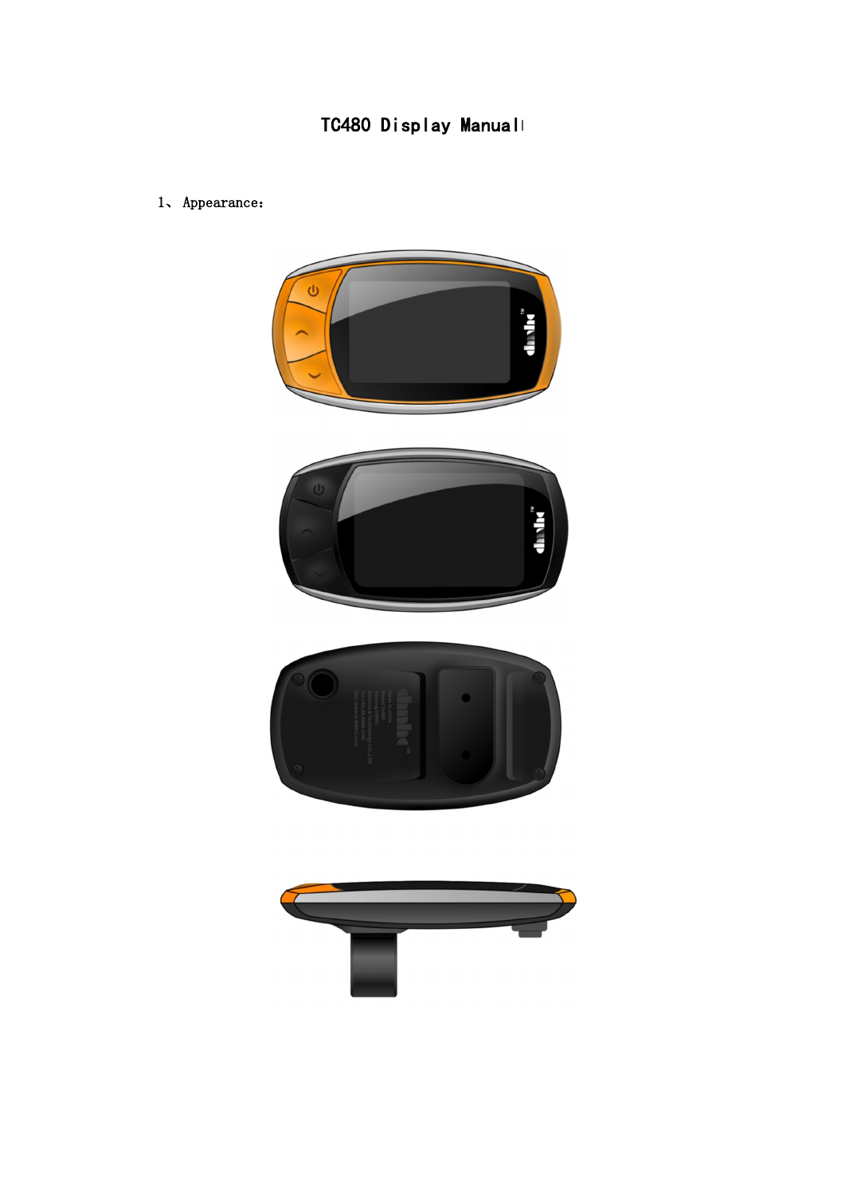# TC480 Display Manual

1、Appearance：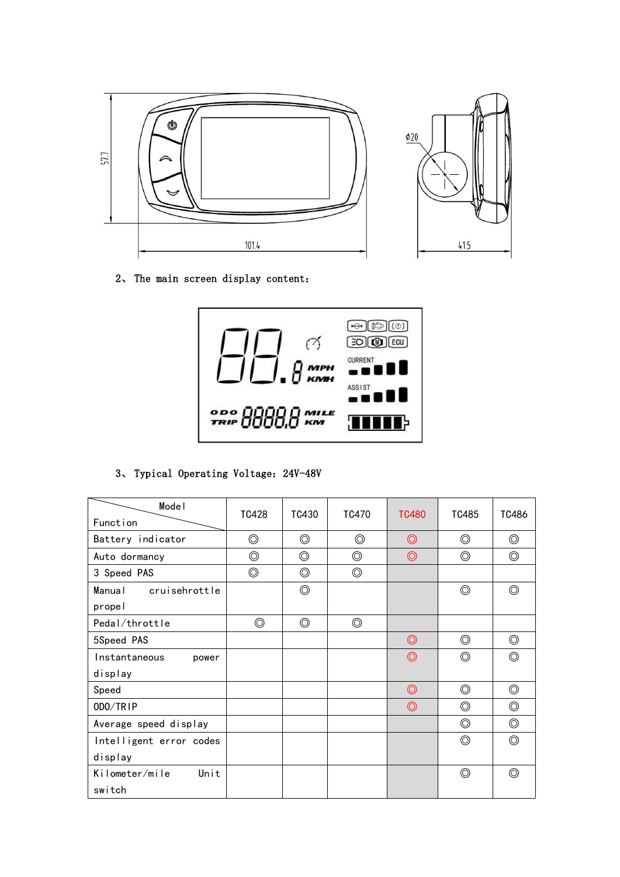2、 The main screen display content：

3、 Typical Operating Voltage：24V-48V

| Model / Function | TC428 | TC430 | TC470 | TC480 | TC485 | TC486 |
|---|---|---|---|---|---|---|
| Battery indicator | ◎ | ◎ | ◎ | ◎ | ◎ | ◎ |
| Auto dormancy | ◎ | ◎ | ◎ | ◎ | ◎ | ◎ |
| 3 Speed PAS | ◎ | ◎ | ◎ | | | |
| Manual cruisehrottle propel | | ◎ | | | ◎ | ◎ |
| Pedal/throttle | ◎ | ◎ | ◎ | | | |
| 5Speed PAS | | | | ◎ | ◎ | ◎ |
| Instantaneous power display | | | | ◎ | ◎ | ◎ |
| Speed | | | | ◎ | ◎ | ◎ |
| ODO/TRIP | | | | ◎ | ◎ | ◎ |
| Average speed display | | | | | ◎ | ◎ |
| Intelligent error codes display | | | | | ◎ | ◎ |
| Kilometer/mile Unit switch | | | | | ◎ | ◎ |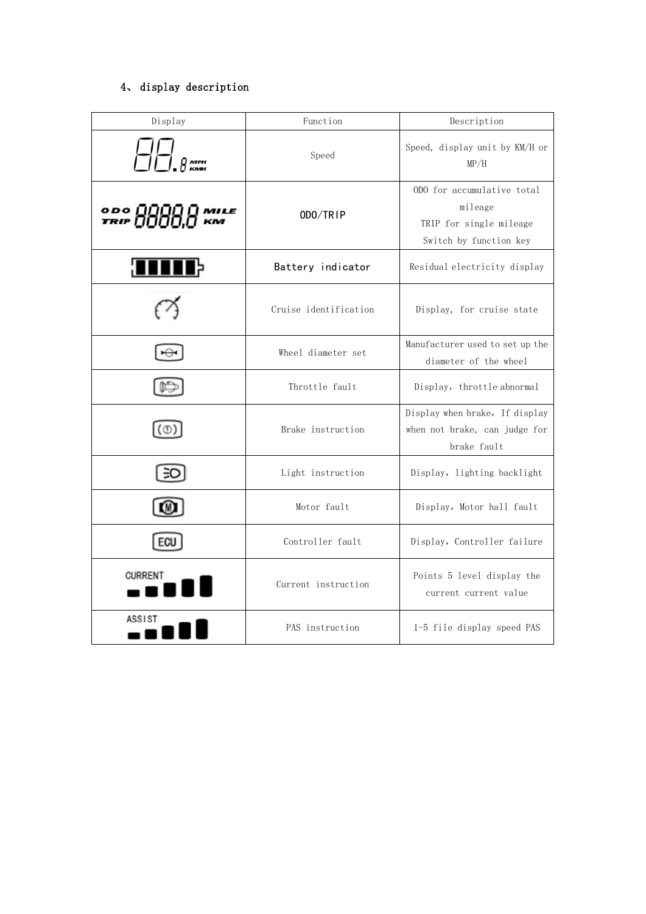4、display description

| Display | Function | Description |
| --- | --- | --- |
| 88.8 MPH KMH | Speed | Speed, display unit by KM/H or MP/H |
| ODO TRIP 8888.8 MILE KM | ODO/TRIP | ODO for accumulative total mileage<br>TRIP for single mileage<br>Switch by function key |
| | Battery indicator | Residual electricity display |
| | Cruise identification | Display, for cruise state |
| | Wheel diameter set | Manufacturer used to set up the diameter of the wheel |
| | Throttle fault | Display，throttle abnormal |
| | Brake instruction | Display when brake，If display when not brake, can judge for brake fault |
| | Light instruction | Display，lighting backlight |
| M | Motor fault | Display，Motor hall fault |
| ECU | Controller fault | Display，Controller failure |
| CURRENT | Current instruction | Points 5 level display the current current value |
| ASSIST | PAS instruction | 1-5 file display speed PAS |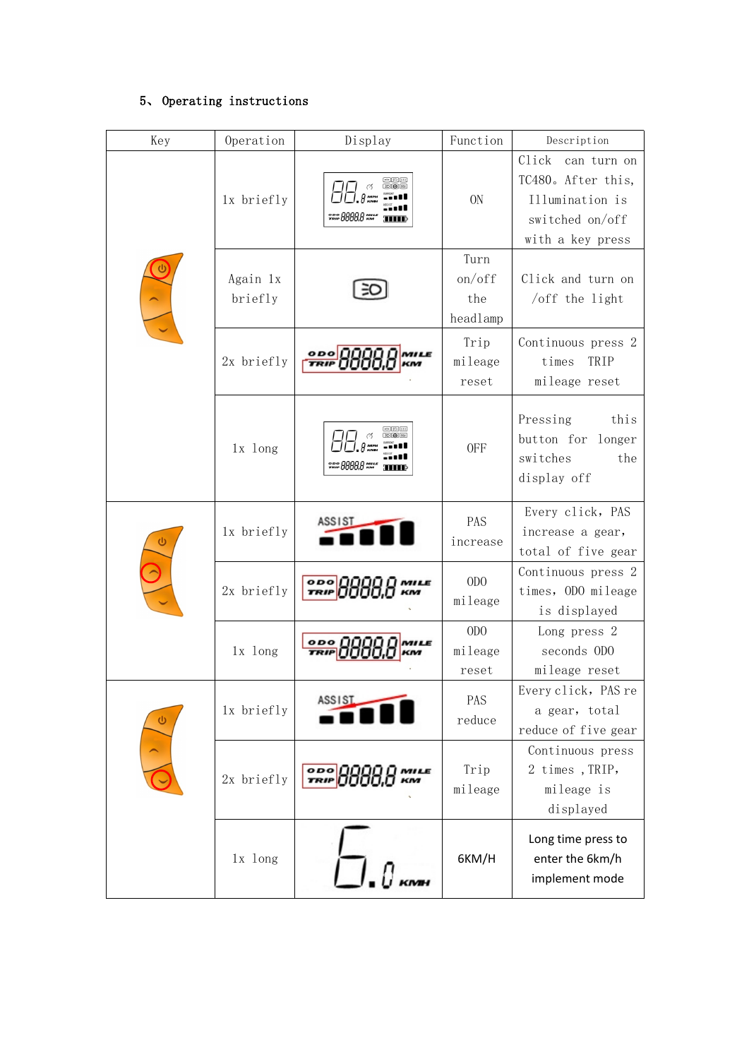5、 Operating instructions

| Key | Operation | Display | Function | Description |
|---|---|---|---|---|
| | 1x briefly | | ON | Click can turn on TC480。After this, Illumination is switched on/off with a key press |
| | Again 1x briefly | | Turn on/off the headlamp | Click and turn on /off the light |
| | 2x briefly | | Trip mileage reset | Continuous press 2 times TRIP mileage reset |
| | 1x long | | OFF | Pressing this button for longer switches the display off |
| | 1x briefly | | PAS increase | Every click, PAS increase a gear, total of five gear |
| | 2x briefly | | ODO mileage | Continuous press 2 times, ODO mileage is displayed |
| | 1x long | | ODO mileage reset | Long press 2 seconds ODO mileage reset |
| | 1x briefly | | PAS reduce | Every click, PAS re a gear, total reduce of five gear |
| | 2x briefly | | Trip mileage | Continuous press 2 times ,TRIP, mileage is displayed |
| | 1x long | | 6KM/H | Long time press to enter the 6km/h implement mode |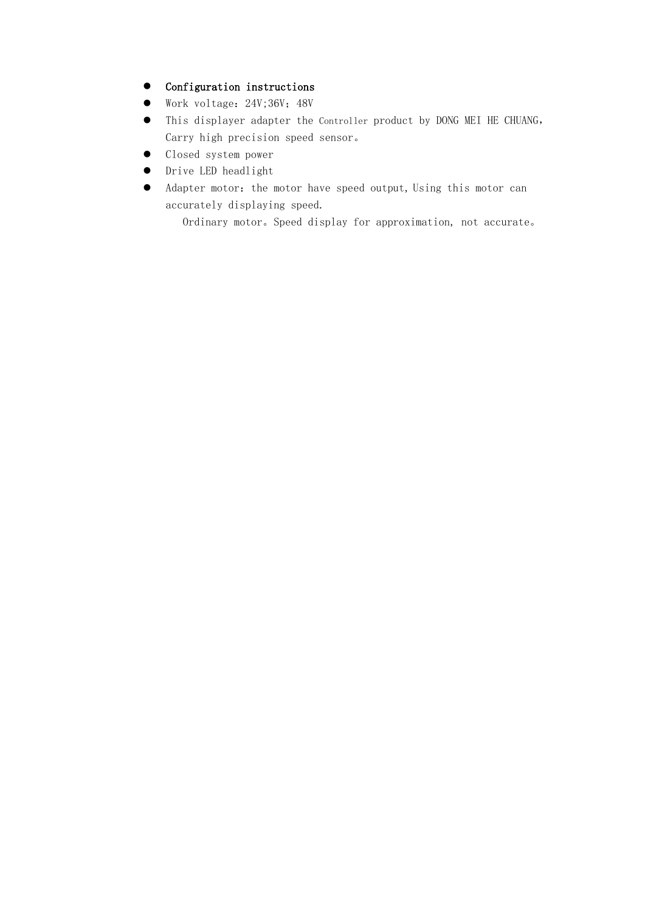- **Configuration instructions**
- Work voltage：24V;36V；48V
- This displayer adapter the Controller product by DONG MEI HE CHUANG，Carry high precision speed sensor。
- Closed system power
- Drive LED headlight
- Adapter motor：the motor have speed output, Using this motor can accurately displaying speed.

  Ordinary motor。Speed display for approximation, not accurate。